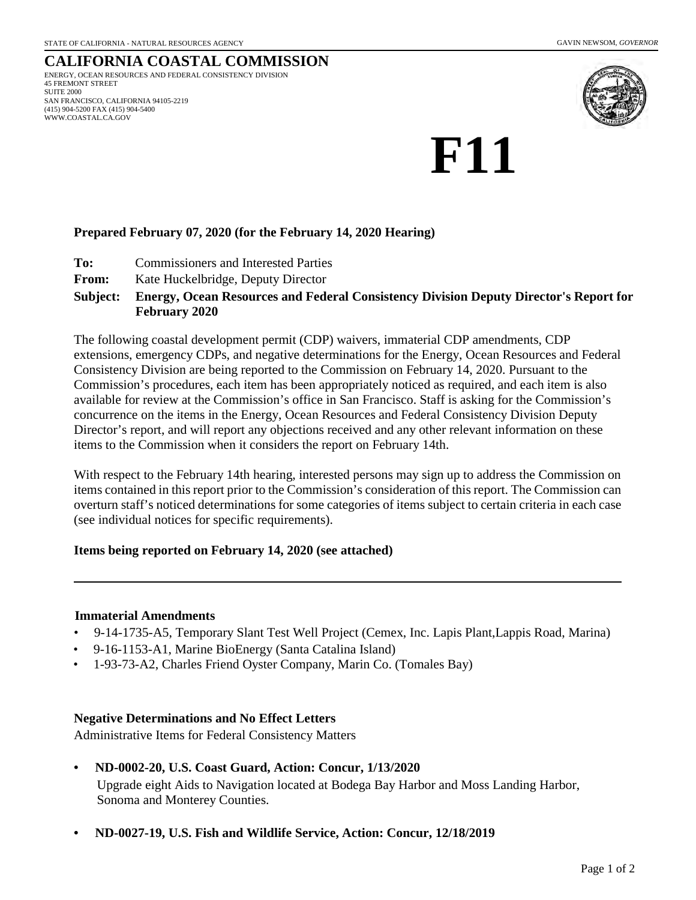STATE OF CALIFORNIA - NATURAL RESOURCES AGENCY

GAVIN NEWSOM, *GOVERNOR*

# CALIFORNIA COASTAL COMMISSION

ENERGY, OCEAN RESOURCES AND FEDERAL CONSISTENCY DIVISION
45 FREMONT STREET
SUITE 2000
SAN FRANCISCO, CALIFORNIA 94105-2219
(415) 904-5200 FAX (415) 904-5400
WWW.COASTAL.CA.GOV

# F11

**Prepared February 07, 2020 (for the February 14, 2020 Hearing)**

**To:** Commissioners and Interested Parties

**From:** Kate Huckelbridge, Deputy Director

**Subject: Energy, Ocean Resources and Federal Consistency Division Deputy Director's Report for February 2020**

The following coastal development permit (CDP) waivers, immaterial CDP amendments, CDP extensions, emergency CDPs, and negative determinations for the Energy, Ocean Resources and Federal Consistency Division are being reported to the Commission on February 14, 2020. Pursuant to the Commission's procedures, each item has been appropriately noticed as required, and each item is also available for review at the Commission's office in San Francisco. Staff is asking for the Commission's concurrence on the items in the Energy, Ocean Resources and Federal Consistency Division Deputy Director's report, and will report any objections received and any other relevant information on these items to the Commission when it considers the report on February 14th.

With respect to the February 14th hearing, interested persons may sign up to address the Commission on items contained in this report prior to the Commission's consideration of this report. The Commission can overturn staff's noticed determinations for some categories of items subject to certain criteria in each case (see individual notices for specific requirements).

**Items being reported on February 14, 2020 (see attached)**

---

**Immaterial Amendments**

- 9-14-1735-A5, Temporary Slant Test Well Project (Cemex, Inc. Lapis Plant,Lappis Road, Marina)
- 9-16-1153-A1, Marine BioEnergy (Santa Catalina Island)
- 1-93-73-A2, Charles Friend Oyster Company, Marin Co. (Tomales Bay)

**Negative Determinations and No Effect Letters**

Administrative Items for Federal Consistency Matters

- **ND-0002-20, U.S. Coast Guard, Action: Concur, 1/13/2020**
  Upgrade eight Aids to Navigation located at Bodega Bay Harbor and Moss Landing Harbor, Sonoma and Monterey Counties.

- **ND-0027-19, U.S. Fish and Wildlife Service, Action: Concur, 12/18/2019**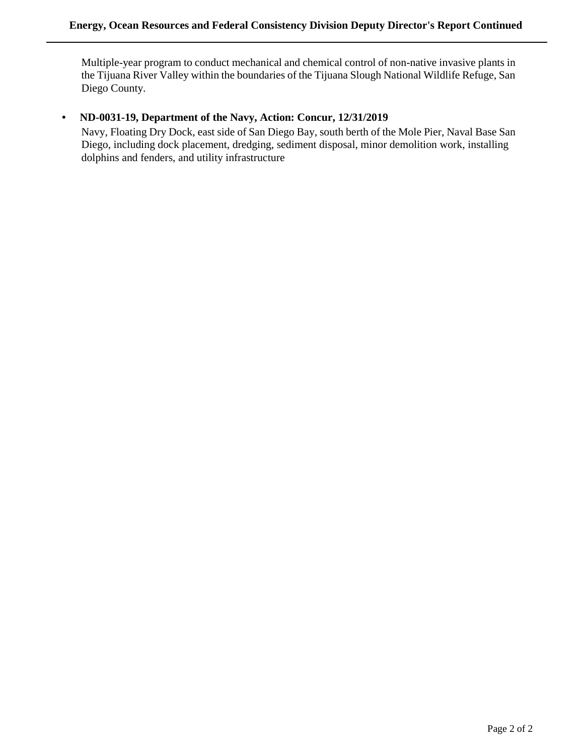Multiple-year program to conduct mechanical and chemical control of non-native invasive plants in the Tijuana River Valley within the boundaries of the Tijuana Slough National Wildlife Refuge, San Diego County.

- **ND-0031-19, Department of the Navy, Action: Concur, 12/31/2019**

  Navy, Floating Dry Dock, east side of San Diego Bay, south berth of the Mole Pier, Naval Base San Diego, including dock placement, dredging, sediment disposal, minor demolition work, installing dolphins and fenders, and utility infrastructure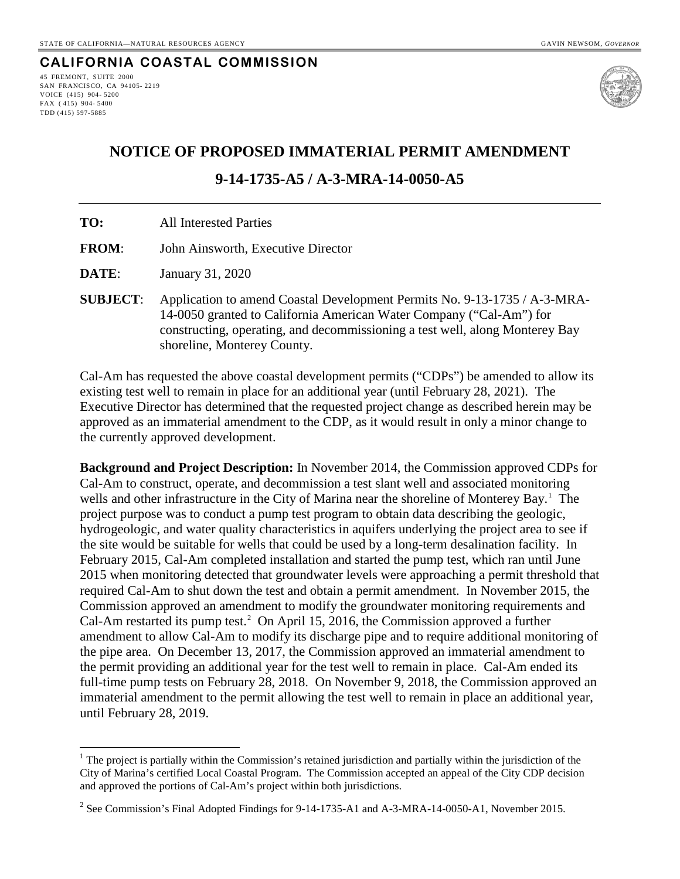STATE OF CALIFORNIA—NATURAL RESOURCES AGENCY GAVIN NEWSOM, *GOVERNOR*

**CALIFORNIA COASTAL COMMISSION**

45 FREMONT, SUITE 2000
SAN FRANCISCO, CA 94105- 2219
VOICE (415) 904- 5200
FAX ( 415) 904- 5400
TDD (415) 597-5885

# NOTICE OF PROPOSED IMMATERIAL PERMIT AMENDMENT

## 9-14-1735-A5 / A-3-MRA-14-0050-A5

**TO:** All Interested Parties

**FROM**: John Ainsworth, Executive Director

**DATE**: January 31, 2020

**SUBJECT**: Application to amend Coastal Development Permits No. 9-13-1735 / A-3-MRA-14-0050 granted to California American Water Company ("Cal-Am") for constructing, operating, and decommissioning a test well, along Monterey Bay shoreline, Monterey County.

Cal-Am has requested the above coastal development permits ("CDPs") be amended to allow its existing test well to remain in place for an additional year (until February 28, 2021). The Executive Director has determined that the requested project change as described herein may be approved as an immaterial amendment to the CDP, as it would result in only a minor change to the currently approved development.

**Background and Project Description:** In November 2014, the Commission approved CDPs for Cal-Am to construct, operate, and decommission a test slant well and associated monitoring wells and other infrastructure in the City of Marina near the shoreline of Monterey Bay.[1] The project purpose was to conduct a pump test program to obtain data describing the geologic, hydrogeologic, and water quality characteristics in aquifers underlying the project area to see if the site would be suitable for wells that could be used by a long-term desalination facility. In February 2015, Cal-Am completed installation and started the pump test, which ran until June 2015 when monitoring detected that groundwater levels were approaching a permit threshold that required Cal-Am to shut down the test and obtain a permit amendment. In November 2015, the Commission approved an amendment to modify the groundwater monitoring requirements and Cal-Am restarted its pump test.[2] On April 15, 2016, the Commission approved a further amendment to allow Cal-Am to modify its discharge pipe and to require additional monitoring of the pipe area. On December 13, 2017, the Commission approved an immaterial amendment to the permit providing an additional year for the test well to remain in place. Cal-Am ended its full-time pump tests on February 28, 2018. On November 9, 2018, the Commission approved an immaterial amendment to the permit allowing the test well to remain in place an additional year, until February 28, 2019.

[1] The project is partially within the Commission's retained jurisdiction and partially within the jurisdiction of the City of Marina's certified Local Coastal Program. The Commission accepted an appeal of the City CDP decision and approved the portions of Cal-Am's project within both jurisdictions.

[2] See Commission's Final Adopted Findings for 9-14-1735-A1 and A-3-MRA-14-0050-A1, November 2015.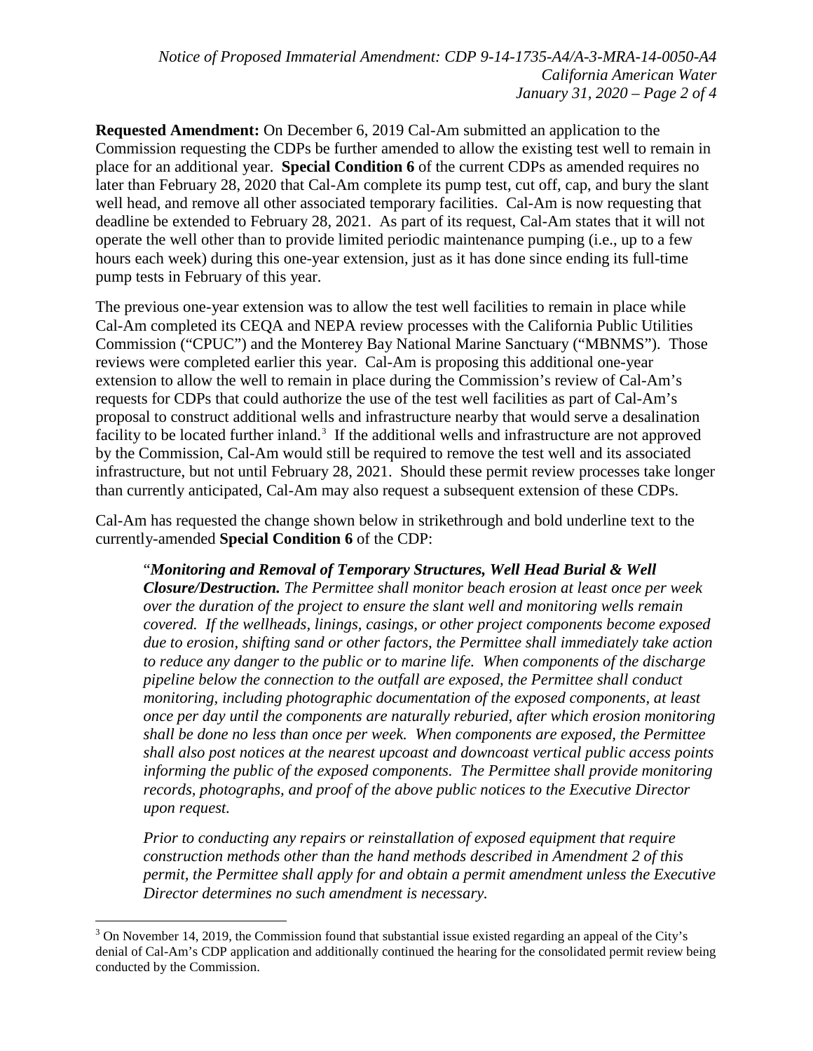**Requested Amendment:** On December 6, 2019 Cal-Am submitted an application to the Commission requesting the CDPs be further amended to allow the existing test well to remain in place for an additional year. **Special Condition 6** of the current CDPs as amended requires no later than February 28, 2020 that Cal-Am complete its pump test, cut off, cap, and bury the slant well head, and remove all other associated temporary facilities. Cal-Am is now requesting that deadline be extended to February 28, 2021. As part of its request, Cal-Am states that it will not operate the well other than to provide limited periodic maintenance pumping (i.e., up to a few hours each week) during this one-year extension, just as it has done since ending its full-time pump tests in February of this year.

The previous one-year extension was to allow the test well facilities to remain in place while Cal-Am completed its CEQA and NEPA review processes with the California Public Utilities Commission ("CPUC") and the Monterey Bay National Marine Sanctuary ("MBNMS"). Those reviews were completed earlier this year. Cal-Am is proposing this additional one-year extension to allow the well to remain in place during the Commission's review of Cal-Am's requests for CDPs that could authorize the use of the test well facilities as part of Cal-Am's proposal to construct additional wells and infrastructure nearby that would serve a desalination facility to be located further inland.[3] If the additional wells and infrastructure are not approved by the Commission, Cal-Am would still be required to remove the test well and its associated infrastructure, but not until February 28, 2021. Should these permit review processes take longer than currently anticipated, Cal-Am may also request a subsequent extension of these CDPs.

Cal-Am has requested the change shown below in strikethrough and bold underline text to the currently-amended **Special Condition 6** of the CDP:

> "***Monitoring and Removal of Temporary Structures, Well Head Burial & Well Closure/Destruction.*** *The Permittee shall monitor beach erosion at least once per week over the duration of the project to ensure the slant well and monitoring wells remain covered. If the wellheads, linings, casings, or other project components become exposed due to erosion, shifting sand or other factors, the Permittee shall immediately take action to reduce any danger to the public or to marine life. When components of the discharge pipeline below the connection to the outfall are exposed, the Permittee shall conduct monitoring, including photographic documentation of the exposed components, at least once per day until the components are naturally reburied, after which erosion monitoring shall be done no less than once per week. When components are exposed, the Permittee shall also post notices at the nearest upcoast and downcoast vertical public access points informing the public of the exposed components. The Permittee shall provide monitoring records, photographs, and proof of the above public notices to the Executive Director upon request.*
>
> *Prior to conducting any repairs or reinstallation of exposed equipment that require construction methods other than the hand methods described in Amendment 2 of this permit, the Permittee shall apply for and obtain a permit amendment unless the Executive Director determines no such amendment is necessary.*

[3] On November 14, 2019, the Commission found that substantial issue existed regarding an appeal of the City's denial of Cal-Am's CDP application and additionally continued the hearing for the consolidated permit review being conducted by the Commission.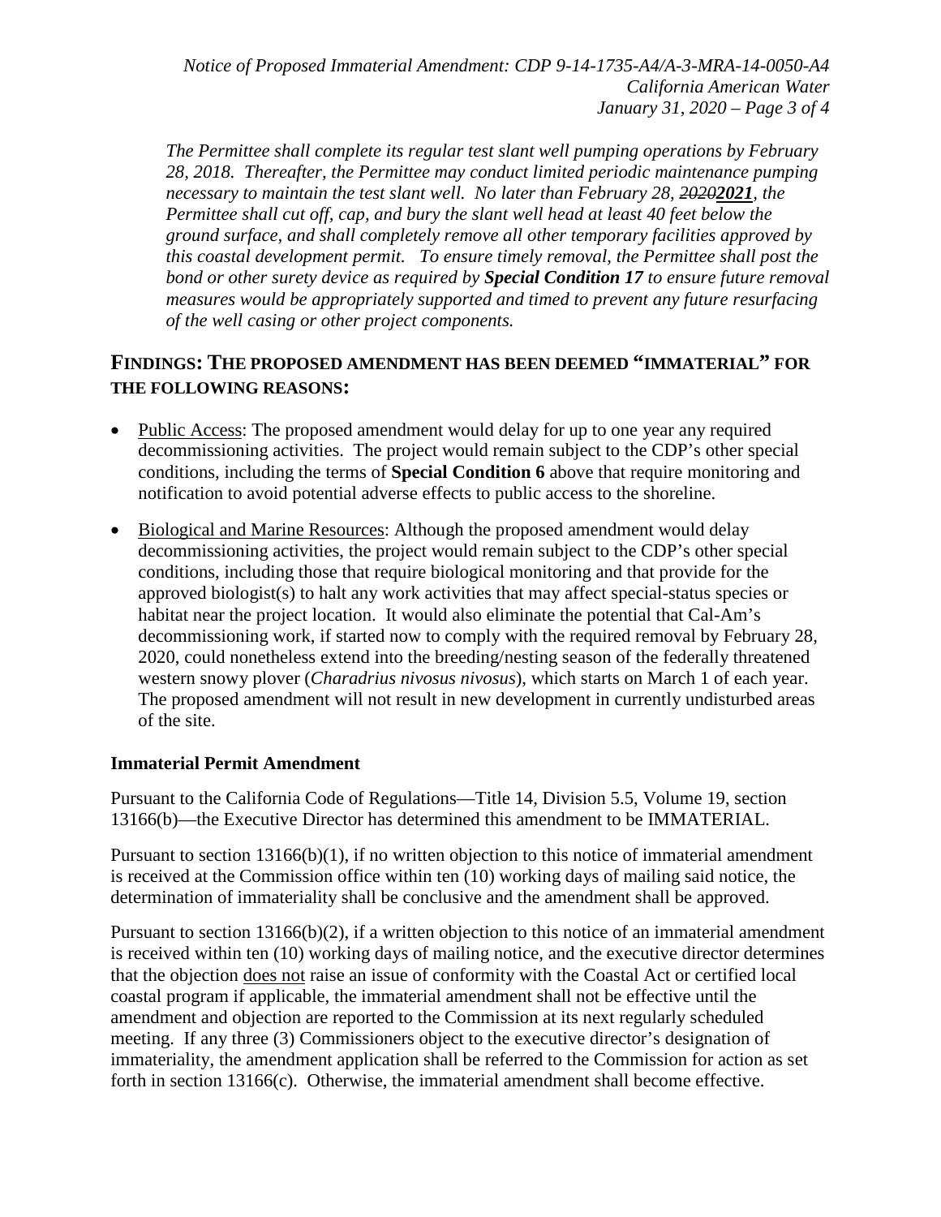*The Permittee shall complete its regular test slant well pumping operations by February 28, 2018. Thereafter, the Permittee may conduct limited periodic maintenance pumping necessary to maintain the test slant well. No later than February 28, ~~2020~~**2021**, the Permittee shall cut off, cap, and bury the slant well head at least 40 feet below the ground surface, and shall completely remove all other temporary facilities approved by this coastal development permit. To ensure timely removal, the Permittee shall post the bond or other surety device as required by **Special Condition 17** to ensure future removal measures would be appropriately supported and timed to prevent any future resurfacing of the well casing or other project components.*

## FINDINGS: THE PROPOSED AMENDMENT HAS BEEN DEEMED "IMMATERIAL" FOR THE FOLLOWING REASONS:

- Public Access: The proposed amendment would delay for up to one year any required decommissioning activities. The project would remain subject to the CDP's other special conditions, including the terms of **Special Condition 6** above that require monitoring and notification to avoid potential adverse effects to public access to the shoreline.
- Biological and Marine Resources: Although the proposed amendment would delay decommissioning activities, the project would remain subject to the CDP's other special conditions, including those that require biological monitoring and that provide for the approved biologist(s) to halt any work activities that may affect special-status species or habitat near the project location. It would also eliminate the potential that Cal-Am's decommissioning work, if started now to comply with the required removal by February 28, 2020, could nonetheless extend into the breeding/nesting season of the federally threatened western snowy plover (*Charadrius nivosus nivosus*), which starts on March 1 of each year. The proposed amendment will not result in new development in currently undisturbed areas of the site.

### Immaterial Permit Amendment

Pursuant to the California Code of Regulations—Title 14, Division 5.5, Volume 19, section 13166(b)—the Executive Director has determined this amendment to be IMMATERIAL.

Pursuant to section 13166(b)(1), if no written objection to this notice of immaterial amendment is received at the Commission office within ten (10) working days of mailing said notice, the determination of immateriality shall be conclusive and the amendment shall be approved.

Pursuant to section 13166(b)(2), if a written objection to this notice of an immaterial amendment is received within ten (10) working days of mailing notice, and the executive director determines that the objection does not raise an issue of conformity with the Coastal Act or certified local coastal program if applicable, the immaterial amendment shall not be effective until the amendment and objection are reported to the Commission at its next regularly scheduled meeting. If any three (3) Commissioners object to the executive director's designation of immateriality, the amendment application shall be referred to the Commission for action as set forth in section 13166(c). Otherwise, the immaterial amendment shall become effective.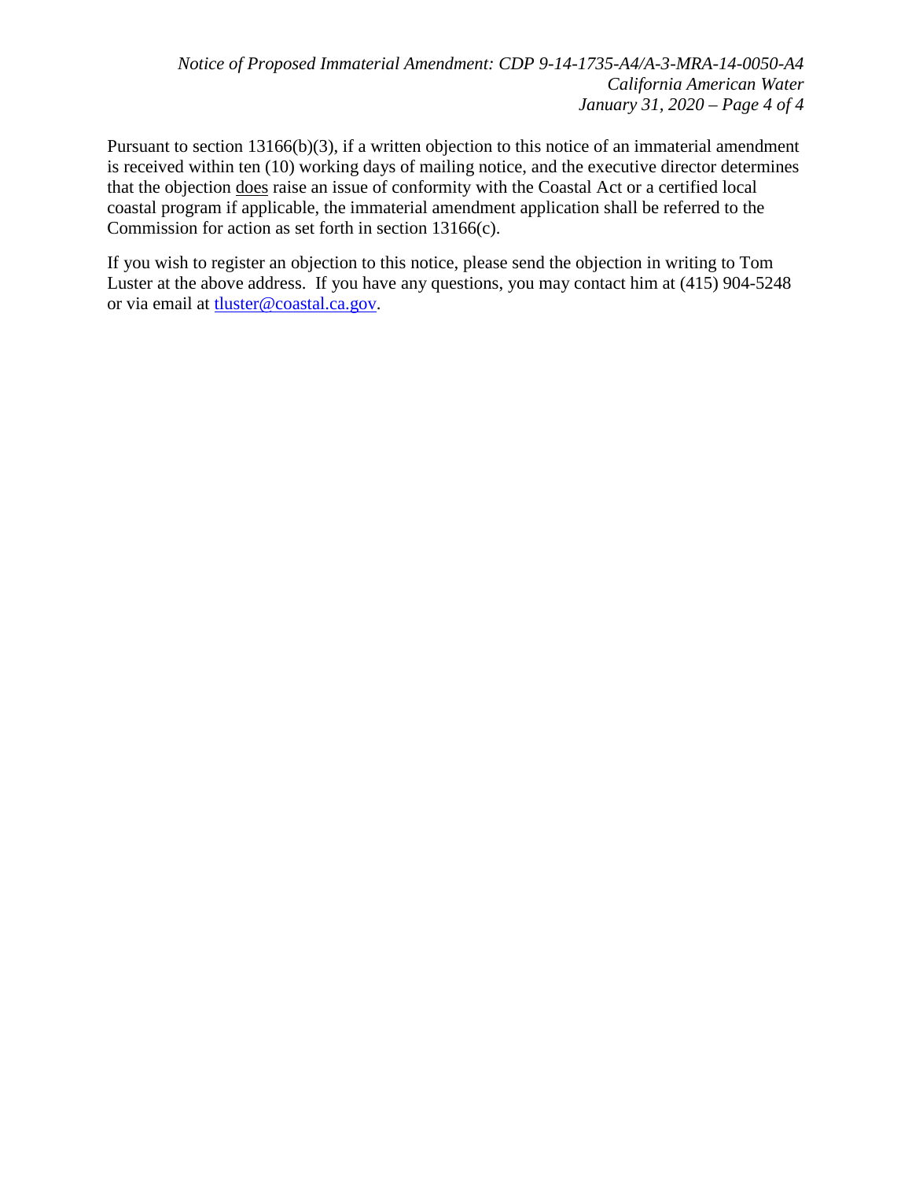Pursuant to section 13166(b)(3), if a written objection to this notice of an immaterial amendment is received within ten (10) working days of mailing notice, and the executive director determines that the objection <u>does</u> raise an issue of conformity with the Coastal Act or a certified local coastal program if applicable, the immaterial amendment application shall be referred to the Commission for action as set forth in section 13166(c).

If you wish to register an objection to this notice, please send the objection in writing to Tom Luster at the above address. If you have any questions, you may contact him at (415) 904-5248 or via email at [tluster@coastal.ca.gov](mailto:tluster@coastal.ca.gov).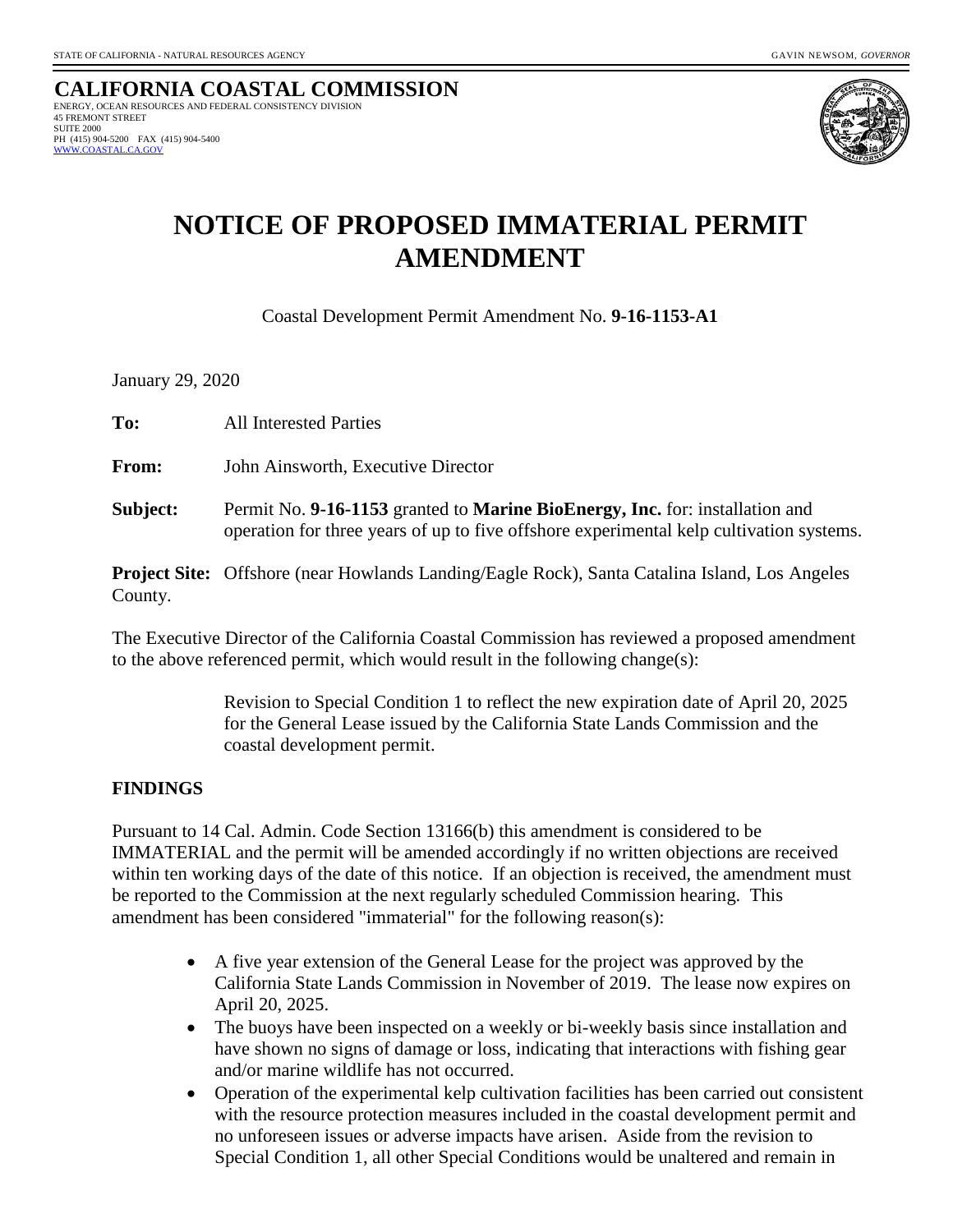STATE OF CALIFORNIA - NATURAL RESOURCES AGENCY GAVIN NEWSOM, *GOVERNOR*

**CALIFORNIA COASTAL COMMISSION**
ENERGY, OCEAN RESOURCES AND FEDERAL CONSISTENCY DIVISION
45 FREMONT STREET
SUITE 2000
PH (415) 904-5200 FAX (415) 904-5400
WWW.COASTAL.CA.GOV

# NOTICE OF PROPOSED IMMATERIAL PERMIT AMENDMENT

Coastal Development Permit Amendment No. **9-16-1153-A1**

January 29, 2020

**To:** All Interested Parties

**From:** John Ainsworth, Executive Director

**Subject:** Permit No. **9-16-1153** granted to **Marine BioEnergy, Inc.** for: installation and operation for three years of up to five offshore experimental kelp cultivation systems.

**Project Site:** Offshore (near Howlands Landing/Eagle Rock), Santa Catalina Island, Los Angeles County.

The Executive Director of the California Coastal Commission has reviewed a proposed amendment to the above referenced permit, which would result in the following change(s):

> Revision to Special Condition 1 to reflect the new expiration date of April 20, 2025 for the General Lease issued by the California State Lands Commission and the coastal development permit.

## FINDINGS

Pursuant to 14 Cal. Admin. Code Section 13166(b) this amendment is considered to be IMMATERIAL and the permit will be amended accordingly if no written objections are received within ten working days of the date of this notice. If an objection is received, the amendment must be reported to the Commission at the next regularly scheduled Commission hearing. This amendment has been considered "immaterial" for the following reason(s):

- A five year extension of the General Lease for the project was approved by the California State Lands Commission in November of 2019. The lease now expires on April 20, 2025.
- The buoys have been inspected on a weekly or bi-weekly basis since installation and have shown no signs of damage or loss, indicating that interactions with fishing gear and/or marine wildlife has not occurred.
- Operation of the experimental kelp cultivation facilities has been carried out consistent with the resource protection measures included in the coastal development permit and no unforeseen issues or adverse impacts have arisen. Aside from the revision to Special Condition 1, all other Special Conditions would be unaltered and remain in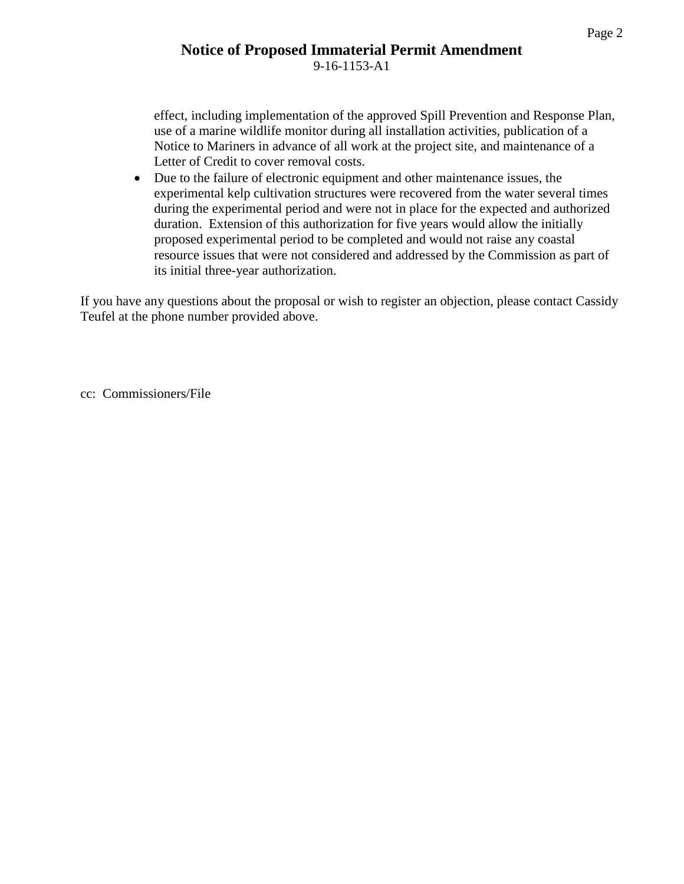effect, including implementation of the approved Spill Prevention and Response Plan, use of a marine wildlife monitor during all installation activities, publication of a Notice to Mariners in advance of all work at the project site, and maintenance of a Letter of Credit to cover removal costs.

- Due to the failure of electronic equipment and other maintenance issues, the experimental kelp cultivation structures were recovered from the water several times during the experimental period and were not in place for the expected and authorized duration. Extension of this authorization for five years would allow the initially proposed experimental period to be completed and would not raise any coastal resource issues that were not considered and addressed by the Commission as part of its initial three-year authorization.

If you have any questions about the proposal or wish to register an objection, please contact Cassidy Teufel at the phone number provided above.

cc: Commissioners/File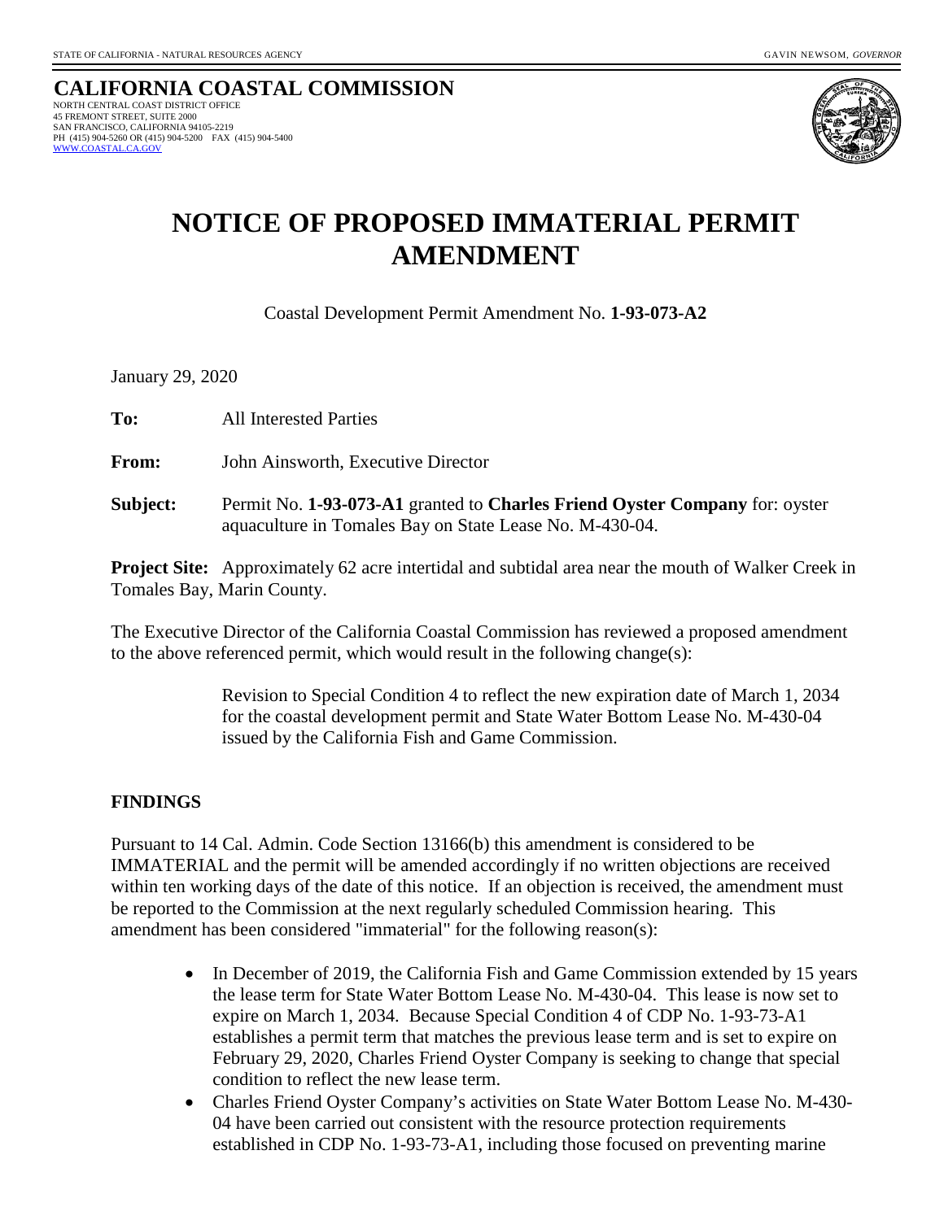STATE OF CALIFORNIA - NATURAL RESOURCES AGENCY GAVIN NEWSOM, *GOVERNOR*

**CALIFORNIA COASTAL COMMISSION**
NORTH CENTRAL COAST DISTRICT OFFICE
45 FREMONT STREET, SUITE 2000
SAN FRANCISCO, CALIFORNIA 94105-2219
PH (415) 904-5260 OR (415) 904-5200 FAX (415) 904-5400
WWW.COASTAL.CA.GOV

# NOTICE OF PROPOSED IMMATERIAL PERMIT AMENDMENT

Coastal Development Permit Amendment No. **1-93-073-A2**

January 29, 2020

**To:** All Interested Parties

**From:** John Ainsworth, Executive Director

**Subject:** Permit No. **1-93-073-A1** granted to **Charles Friend Oyster Company** for: oyster aquaculture in Tomales Bay on State Lease No. M-430-04.

**Project Site:** Approximately 62 acre intertidal and subtidal area near the mouth of Walker Creek in Tomales Bay, Marin County.

The Executive Director of the California Coastal Commission has reviewed a proposed amendment to the above referenced permit, which would result in the following change(s):

> Revision to Special Condition 4 to reflect the new expiration date of March 1, 2034 for the coastal development permit and State Water Bottom Lease No. M-430-04 issued by the California Fish and Game Commission.

## FINDINGS

Pursuant to 14 Cal. Admin. Code Section 13166(b) this amendment is considered to be IMMATERIAL and the permit will be amended accordingly if no written objections are received within ten working days of the date of this notice. If an objection is received, the amendment must be reported to the Commission at the next regularly scheduled Commission hearing. This amendment has been considered "immaterial" for the following reason(s):

- In December of 2019, the California Fish and Game Commission extended by 15 years the lease term for State Water Bottom Lease No. M-430-04. This lease is now set to expire on March 1, 2034. Because Special Condition 4 of CDP No. 1-93-73-A1 establishes a permit term that matches the previous lease term and is set to expire on February 29, 2020, Charles Friend Oyster Company is seeking to change that special condition to reflect the new lease term.
- Charles Friend Oyster Company's activities on State Water Bottom Lease No. M-430-04 have been carried out consistent with the resource protection requirements established in CDP No. 1-93-73-A1, including those focused on preventing marine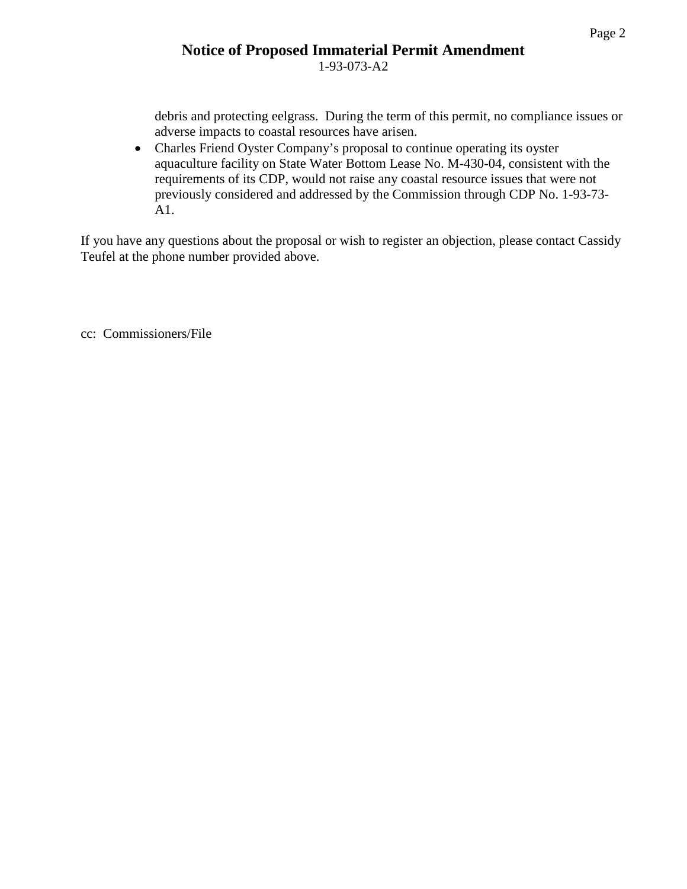debris and protecting eelgrass. During the term of this permit, no compliance issues or adverse impacts to coastal resources have arisen.

- Charles Friend Oyster Company's proposal to continue operating its oyster aquaculture facility on State Water Bottom Lease No. M-430-04, consistent with the requirements of its CDP, would not raise any coastal resource issues that were not previously considered and addressed by the Commission through CDP No. 1-93-73-A1.

If you have any questions about the proposal or wish to register an objection, please contact Cassidy Teufel at the phone number provided above.

cc: Commissioners/File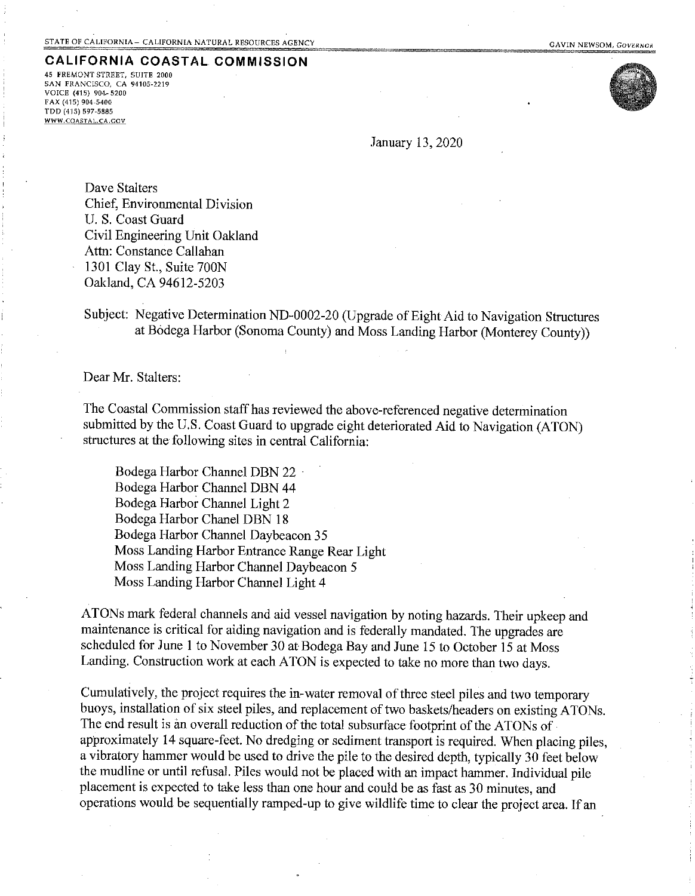STATE OF CALIFORNIA – CALIFORNIA NATURAL RESOURCES AGENCY GAVIN NEWSOM, *GOVERNOR*

**CALIFORNIA COASTAL COMMISSION**

45 FREMONT STREET, SUITE 2000
SAN FRANCISCO, CA 94105-2219
VOICE (415) 904-5200
FAX (415) 904-5400
TDD (415) 597-5885
WWW.COASTAL.CA.GOV

January 13, 2020

Dave Stalters
Chief, Environmental Division
U. S. Coast Guard
Civil Engineering Unit Oakland
Attn: Constance Callahan
1301 Clay St., Suite 700N
Oakland, CA 94612-5203

Subject: Negative Determination ND-0002-20 (Upgrade of Eight Aid to Navigation Structures at Bodega Harbor (Sonoma County) and Moss Landing Harbor (Monterey County))

Dear Mr. Stalters:

The Coastal Commission staff has reviewed the above-referenced negative determination submitted by the U.S. Coast Guard to upgrade eight deteriorated Aid to Navigation (ATON) structures at the following sites in central California:

Bodega Harbor Channel DBN 22
Bodega Harbor Channel DBN 44
Bodega Harbor Channel Light 2
Bodega Harbor Chanel DBN 18
Bodega Harbor Channel Daybeacon 35
Moss Landing Harbor Entrance Range Rear Light
Moss Landing Harbor Channel Daybeacon 5
Moss Landing Harbor Channel Light 4

ATONs mark federal channels and aid vessel navigation by noting hazards. Their upkeep and maintenance is critical for aiding navigation and is federally mandated. The upgrades are scheduled for June 1 to November 30 at Bodega Bay and June 15 to October 15 at Moss Landing. Construction work at each ATON is expected to take no more than two days.

Cumulatively, the project requires the in-water removal of three steel piles and two temporary buoys, installation of six steel piles, and replacement of two baskets/headers on existing ATONs. The end result is an overall reduction of the total subsurface footprint of the ATONs of approximately 14 square-feet. No dredging or sediment transport is required. When placing piles, a vibratory hammer would be used to drive the pile to the desired depth, typically 30 feet below the mudline or until refusal. Piles would not be placed with an impact hammer. Individual pile placement is expected to take less than one hour and could be as fast as 30 minutes, and operations would be sequentially ramped-up to give wildlife time to clear the project area. If an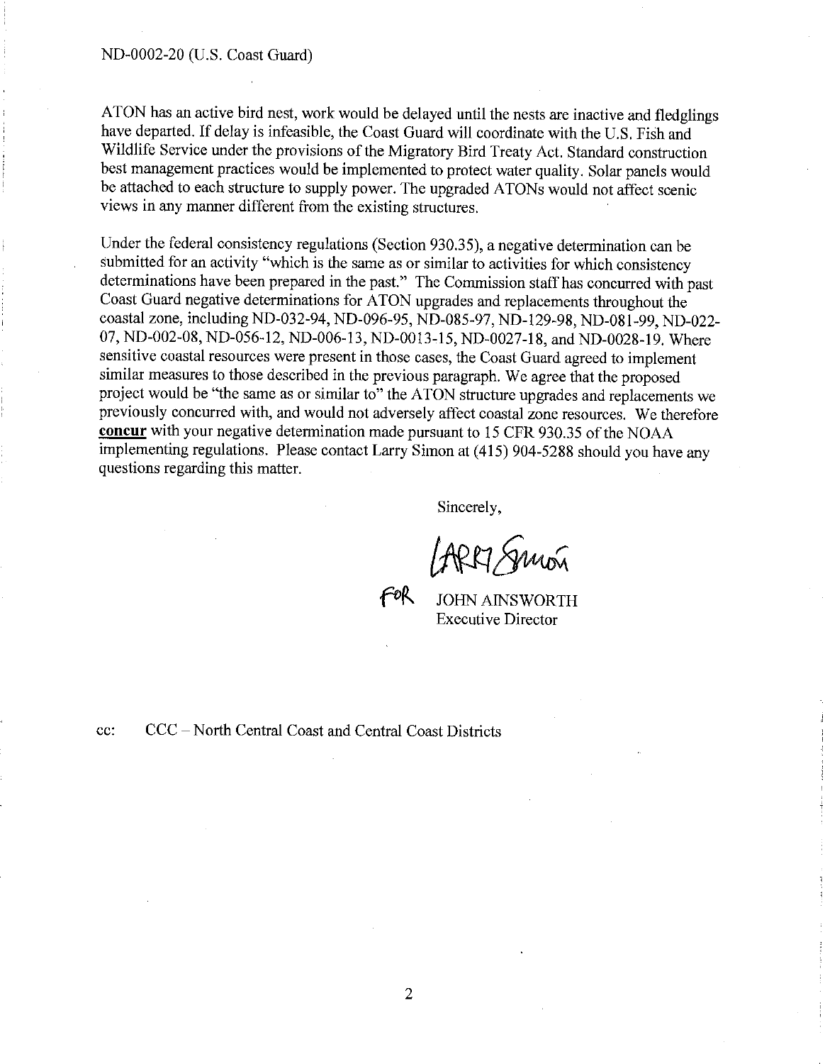ATON has an active bird nest, work would be delayed until the nests are inactive and fledglings have departed. If delay is infeasible, the Coast Guard will coordinate with the U.S. Fish and Wildlife Service under the provisions of the Migratory Bird Treaty Act. Standard construction best management practices would be implemented to protect water quality. Solar panels would be attached to each structure to supply power. The upgraded ATONs would not affect scenic views in any manner different from the existing structures.

Under the federal consistency regulations (Section 930.35), a negative determination can be submitted for an activity "which is the same as or similar to activities for which consistency determinations have been prepared in the past." The Commission staff has concurred with past Coast Guard negative determinations for ATON upgrades and replacements throughout the coastal zone, including ND-032-94, ND-096-95, ND-085-97, ND-129-98, ND-081-99, ND-022-07, ND-002-08, ND-056-12, ND-006-13, ND-0013-15, ND-0027-18, and ND-0028-19. Where sensitive coastal resources were present in those cases, the Coast Guard agreed to implement similar measures to those described in the previous paragraph. We agree that the proposed project would be "the same as or similar to" the ATON structure upgrades and replacements we previously concurred with, and would not adversely affect coastal zone resources. We therefore **concur** with your negative determination made pursuant to 15 CFR 930.35 of the NOAA implementing regulations. Please contact Larry Simon at (415) 904-5288 should you have any questions regarding this matter.

Sincerely,

Larry Simon

FOR JOHN AINSWORTH
Executive Director

cc: CCC – North Central Coast and Central Coast Districts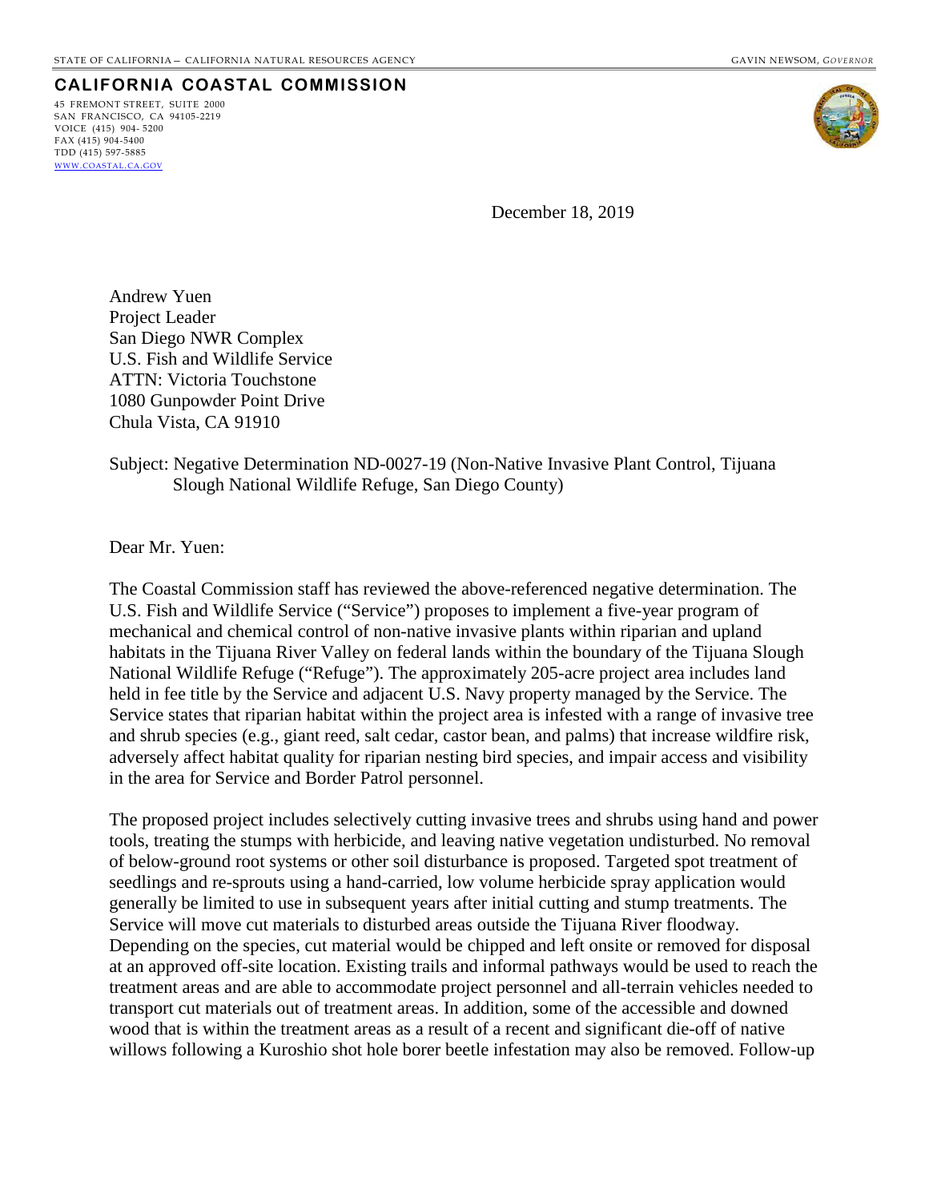STATE OF CALIFORNIA – CALIFORNIA NATURAL RESOURCES AGENCY GAVIN NEWSOM, *GOVERNOR*

**CALIFORNIA COASTAL COMMISSION**

45 FREMONT STREET, SUITE 2000
SAN FRANCISCO, CA 94105-2219
VOICE (415) 904- 5200
FAX (415) 904-5400
TDD (415) 597-5885
WWW.COASTAL.CA.GOV

December 18, 2019

Andrew Yuen
Project Leader
San Diego NWR Complex
U.S. Fish and Wildlife Service
ATTN: Victoria Touchstone
1080 Gunpowder Point Drive
Chula Vista, CA 91910

Subject: Negative Determination ND-0027-19 (Non-Native Invasive Plant Control, Tijuana Slough National Wildlife Refuge, San Diego County)

Dear Mr. Yuen:

The Coastal Commission staff has reviewed the above-referenced negative determination. The U.S. Fish and Wildlife Service ("Service") proposes to implement a five-year program of mechanical and chemical control of non-native invasive plants within riparian and upland habitats in the Tijuana River Valley on federal lands within the boundary of the Tijuana Slough National Wildlife Refuge ("Refuge"). The approximately 205-acre project area includes land held in fee title by the Service and adjacent U.S. Navy property managed by the Service. The Service states that riparian habitat within the project area is infested with a range of invasive tree and shrub species (e.g., giant reed, salt cedar, castor bean, and palms) that increase wildfire risk, adversely affect habitat quality for riparian nesting bird species, and impair access and visibility in the area for Service and Border Patrol personnel.

The proposed project includes selectively cutting invasive trees and shrubs using hand and power tools, treating the stumps with herbicide, and leaving native vegetation undisturbed. No removal of below-ground root systems or other soil disturbance is proposed. Targeted spot treatment of seedlings and re-sprouts using a hand-carried, low volume herbicide spray application would generally be limited to use in subsequent years after initial cutting and stump treatments. The Service will move cut materials to disturbed areas outside the Tijuana River floodway. Depending on the species, cut material would be chipped and left onsite or removed for disposal at an approved off-site location. Existing trails and informal pathways would be used to reach the treatment areas and are able to accommodate project personnel and all-terrain vehicles needed to transport cut materials out of treatment areas. In addition, some of the accessible and downed wood that is within the treatment areas as a result of a recent and significant die-off of native willows following a Kuroshio shot hole borer beetle infestation may also be removed. Follow-up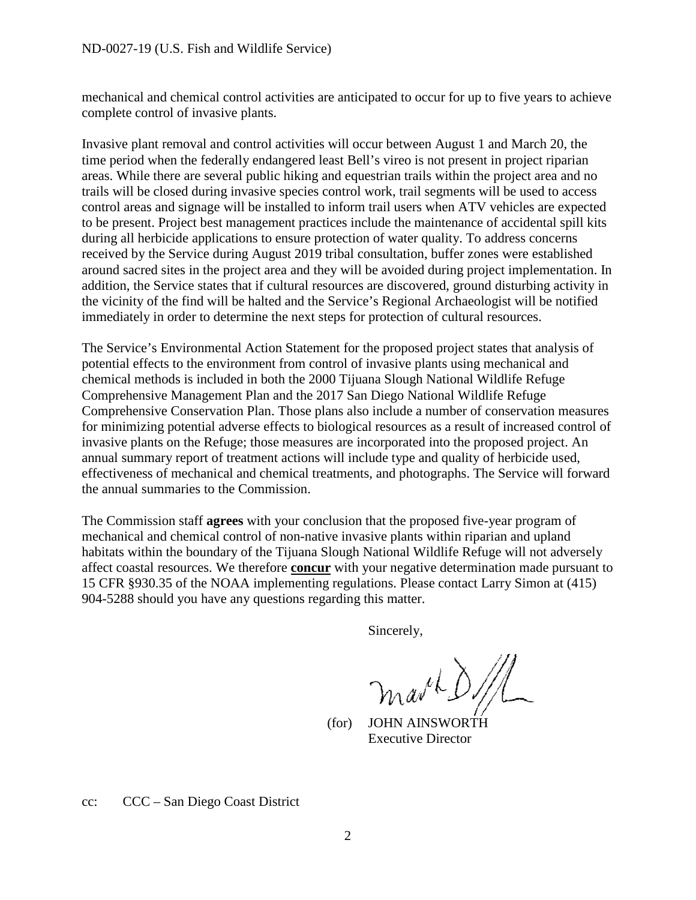mechanical and chemical control activities are anticipated to occur for up to five years to achieve complete control of invasive plants.

Invasive plant removal and control activities will occur between August 1 and March 20, the time period when the federally endangered least Bell's vireo is not present in project riparian areas. While there are several public hiking and equestrian trails within the project area and no trails will be closed during invasive species control work, trail segments will be used to access control areas and signage will be installed to inform trail users when ATV vehicles are expected to be present. Project best management practices include the maintenance of accidental spill kits during all herbicide applications to ensure protection of water quality. To address concerns received by the Service during August 2019 tribal consultation, buffer zones were established around sacred sites in the project area and they will be avoided during project implementation. In addition, the Service states that if cultural resources are discovered, ground disturbing activity in the vicinity of the find will be halted and the Service's Regional Archaeologist will be notified immediately in order to determine the next steps for protection of cultural resources.

The Service's Environmental Action Statement for the proposed project states that analysis of potential effects to the environment from control of invasive plants using mechanical and chemical methods is included in both the 2000 Tijuana Slough National Wildlife Refuge Comprehensive Management Plan and the 2017 San Diego National Wildlife Refuge Comprehensive Conservation Plan. Those plans also include a number of conservation measures for minimizing potential adverse effects to biological resources as a result of increased control of invasive plants on the Refuge; those measures are incorporated into the proposed project. An annual summary report of treatment actions will include type and quality of herbicide used, effectiveness of mechanical and chemical treatments, and photographs. The Service will forward the annual summaries to the Commission.

The Commission staff **agrees** with your conclusion that the proposed five-year program of mechanical and chemical control of non-native invasive plants within riparian and upland habitats within the boundary of the Tijuana Slough National Wildlife Refuge will not adversely affect coastal resources. We therefore **concur** with your negative determination made pursuant to 15 CFR §930.35 of the NOAA implementing regulations. Please contact Larry Simon at (415) 904-5288 should you have any questions regarding this matter.

Sincerely,

(for) JOHN AINSWORTH
Executive Director

cc: CCC – San Diego Coast District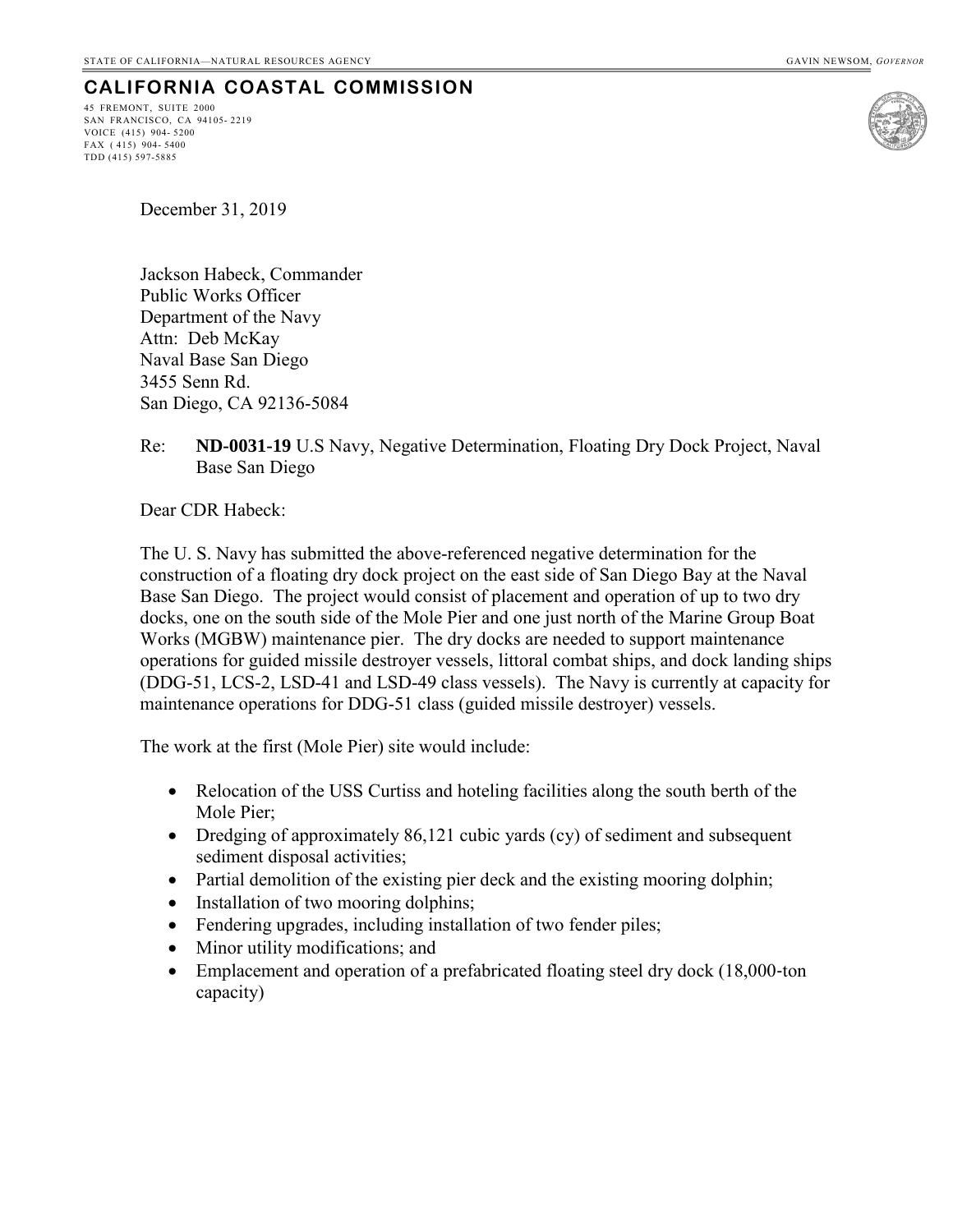STATE OF CALIFORNIA—NATURAL RESOURCES AGENCY GAVIN NEWSOM, *GOVERNOR*

**CALIFORNIA COASTAL COMMISSION**

45 FREMONT, SUITE 2000
SAN FRANCISCO, CA 94105- 2219
VOICE (415) 904- 5200
FAX ( 415) 904- 5400
TDD (415) 597-5885

December 31, 2019

Jackson Habeck, Commander
Public Works Officer
Department of the Navy
Attn: Deb McKay
Naval Base San Diego
3455 Senn Rd.
San Diego, CA 92136-5084

Re: **ND-0031-19** U.S Navy, Negative Determination, Floating Dry Dock Project, Naval Base San Diego

Dear CDR Habeck:

The U. S. Navy has submitted the above-referenced negative determination for the construction of a floating dry dock project on the east side of San Diego Bay at the Naval Base San Diego. The project would consist of placement and operation of up to two dry docks, one on the south side of the Mole Pier and one just north of the Marine Group Boat Works (MGBW) maintenance pier. The dry docks are needed to support maintenance operations for guided missile destroyer vessels, littoral combat ships, and dock landing ships (DDG-51, LCS-2, LSD-41 and LSD-49 class vessels). The Navy is currently at capacity for maintenance operations for DDG-51 class (guided missile destroyer) vessels.

The work at the first (Mole Pier) site would include:

- Relocation of the USS Curtiss and hoteling facilities along the south berth of the Mole Pier;
- Dredging of approximately 86,121 cubic yards (cy) of sediment and subsequent sediment disposal activities;
- Partial demolition of the existing pier deck and the existing mooring dolphin;
- Installation of two mooring dolphins;
- Fendering upgrades, including installation of two fender piles;
- Minor utility modifications; and
- Emplacement and operation of a prefabricated floating steel dry dock (18,000-ton capacity)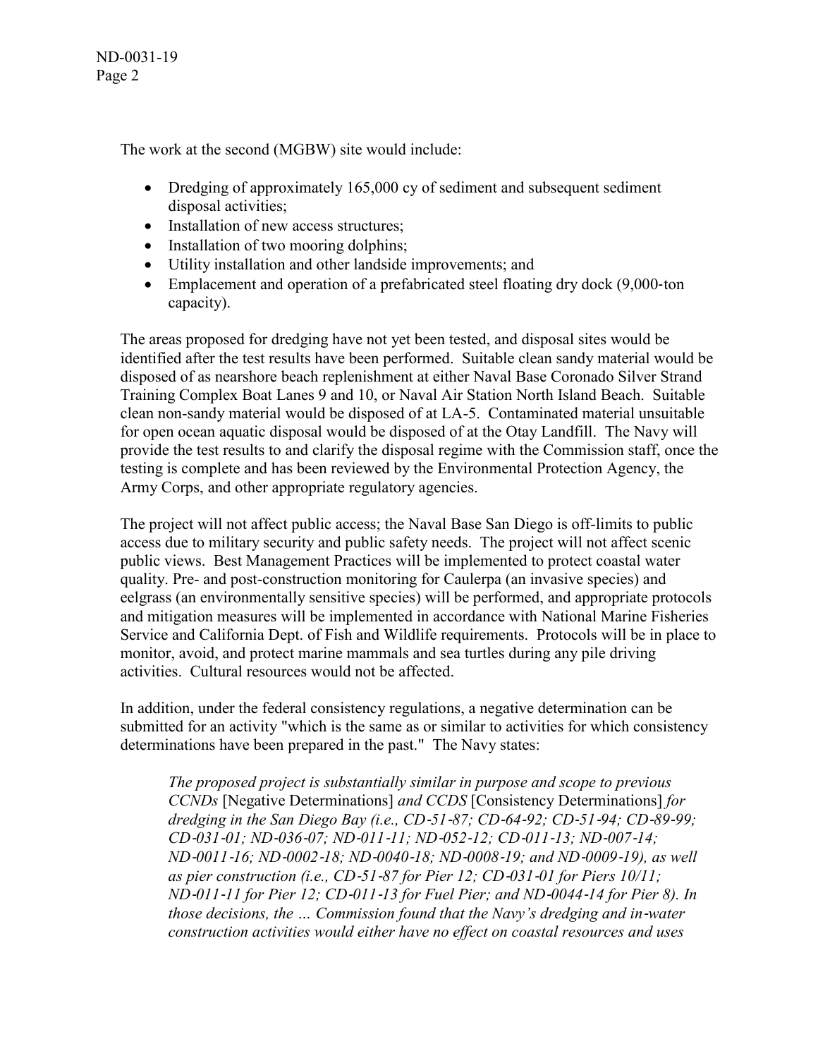The work at the second (MGBW) site would include:

- Dredging of approximately 165,000 cy of sediment and subsequent sediment disposal activities;
- Installation of new access structures;
- Installation of two mooring dolphins;
- Utility installation and other landside improvements; and
- Emplacement and operation of a prefabricated steel floating dry dock (9,000-ton capacity).

The areas proposed for dredging have not yet been tested, and disposal sites would be identified after the test results have been performed. Suitable clean sandy material would be disposed of as nearshore beach replenishment at either Naval Base Coronado Silver Strand Training Complex Boat Lanes 9 and 10, or Naval Air Station North Island Beach. Suitable clean non-sandy material would be disposed of at LA-5. Contaminated material unsuitable for open ocean aquatic disposal would be disposed of at the Otay Landfill. The Navy will provide the test results to and clarify the disposal regime with the Commission staff, once the testing is complete and has been reviewed by the Environmental Protection Agency, the Army Corps, and other appropriate regulatory agencies.

The project will not affect public access; the Naval Base San Diego is off-limits to public access due to military security and public safety needs. The project will not affect scenic public views. Best Management Practices will be implemented to protect coastal water quality. Pre- and post-construction monitoring for Caulerpa (an invasive species) and eelgrass (an environmentally sensitive species) will be performed, and appropriate protocols and mitigation measures will be implemented in accordance with National Marine Fisheries Service and California Dept. of Fish and Wildlife requirements. Protocols will be in place to monitor, avoid, and protect marine mammals and sea turtles during any pile driving activities. Cultural resources would not be affected.

In addition, under the federal consistency regulations, a negative determination can be submitted for an activity "which is the same as or similar to activities for which consistency determinations have been prepared in the past." The Navy states:

> *The proposed project is substantially similar in purpose and scope to previous CCNDs* [Negative Determinations] *and CCDS* [Consistency Determinations] *for dredging in the San Diego Bay (i.e., CD-51-87; CD-64-92; CD-51-94; CD-89-99; CD-031-01; ND-036-07; ND-011-11; ND-052-12; CD-011-13; ND-007-14; ND-0011-16; ND-0002-18; ND-0040-18; ND-0008-19; and ND-0009-19), as well as pier construction (i.e., CD-51-87 for Pier 12; CD-031-01 for Piers 10/11; ND-011-11 for Pier 12; CD-011-13 for Fuel Pier; and ND-0044-14 for Pier 8). In those decisions, the … Commission found that the Navy's dredging and in-water construction activities would either have no effect on coastal resources and uses*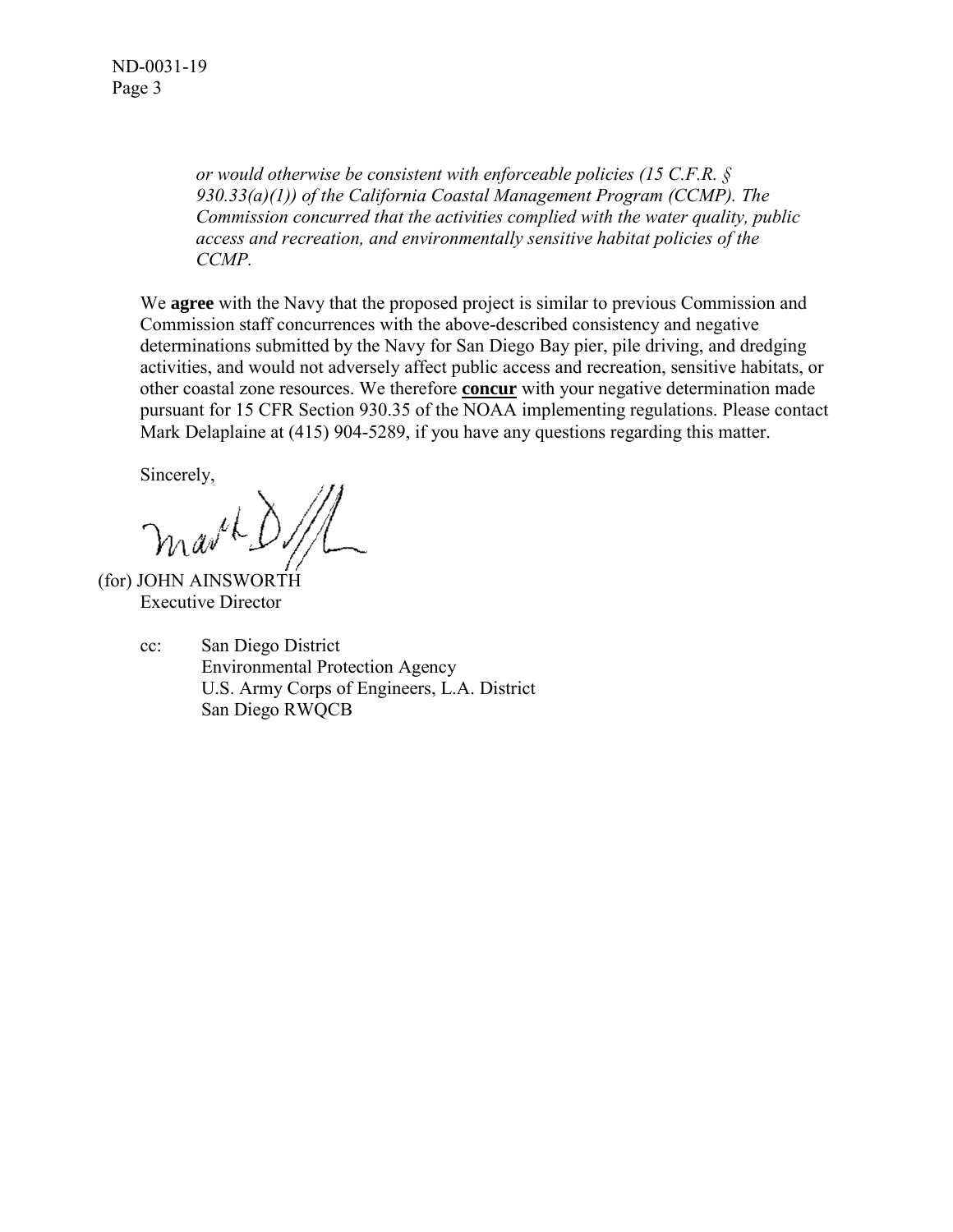*or would otherwise be consistent with enforceable policies (15 C.F.R. § 930.33(a)(1)) of the California Coastal Management Program (CCMP). The Commission concurred that the activities complied with the water quality, public access and recreation, and environmentally sensitive habitat policies of the CCMP.*

We **agree** with the Navy that the proposed project is similar to previous Commission and Commission staff concurrences with the above-described consistency and negative determinations submitted by the Navy for San Diego Bay pier, pile driving, and dredging activities, and would not adversely affect public access and recreation, sensitive habitats, or other coastal zone resources. We therefore **concur** with your negative determination made pursuant for 15 CFR Section 930.35 of the NOAA implementing regulations. Please contact Mark Delaplaine at (415) 904-5289, if you have any questions regarding this matter.

Sincerely,

(for) JOHN AINSWORTH
Executive Director

cc: San Diego District
Environmental Protection Agency
U.S. Army Corps of Engineers, L.A. District
San Diego RWQCB